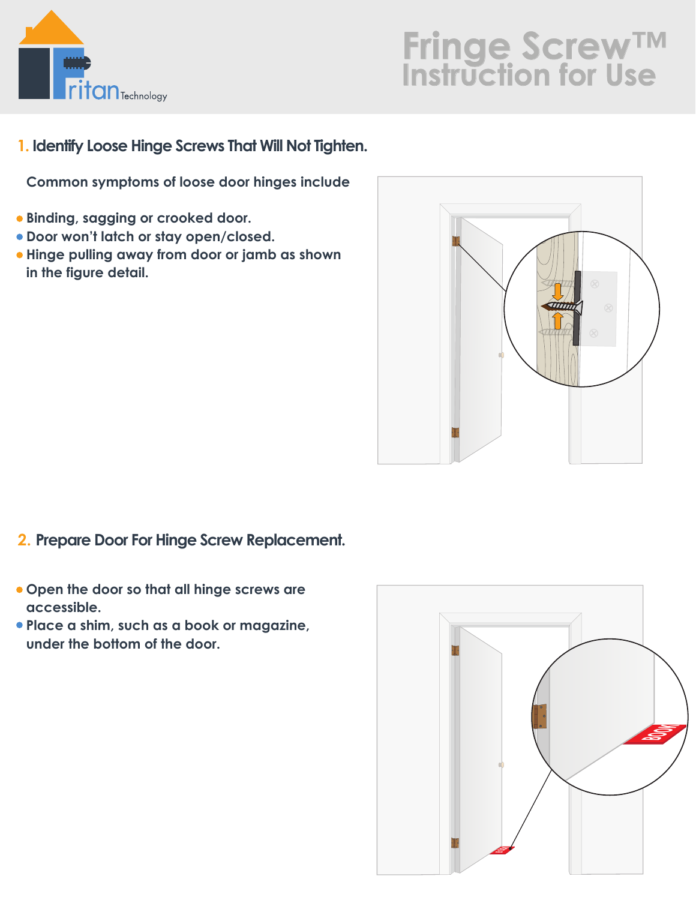# Fringe Screw™ Instruction for Use

## 1. Identify Loose Hinge Screws That Will Not Tighten.

Common symptoms of loose door hinges include

- Binding, sagging or crooked door.
- Door won't latch or stay open/closed.
- Hinge pulling away from door or jamb as shown in the figure detail.

## 2. Prepare Door For Hinge Screw Replacement.

- Open the door so that all hinge screws are accessible.
- Place a shim, such as a book or magazine, under the bottom of the door.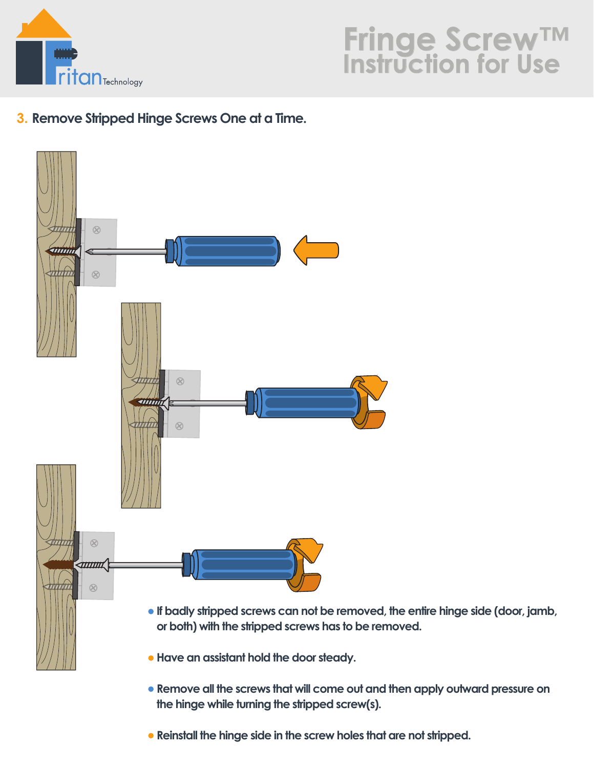## 3. Remove Stripped Hinge Screws One at a Time.

- If badly stripped screws can not be removed, the entire hinge side (door, jamb, or both) with the stripped screws has to be removed.
- Have an assistant hold the door steady.
- Remove all the screws that will come out and then apply outward pressure on the hinge while turning the stripped screw(s).
- Reinstall the hinge side in the screw holes that are not stripped.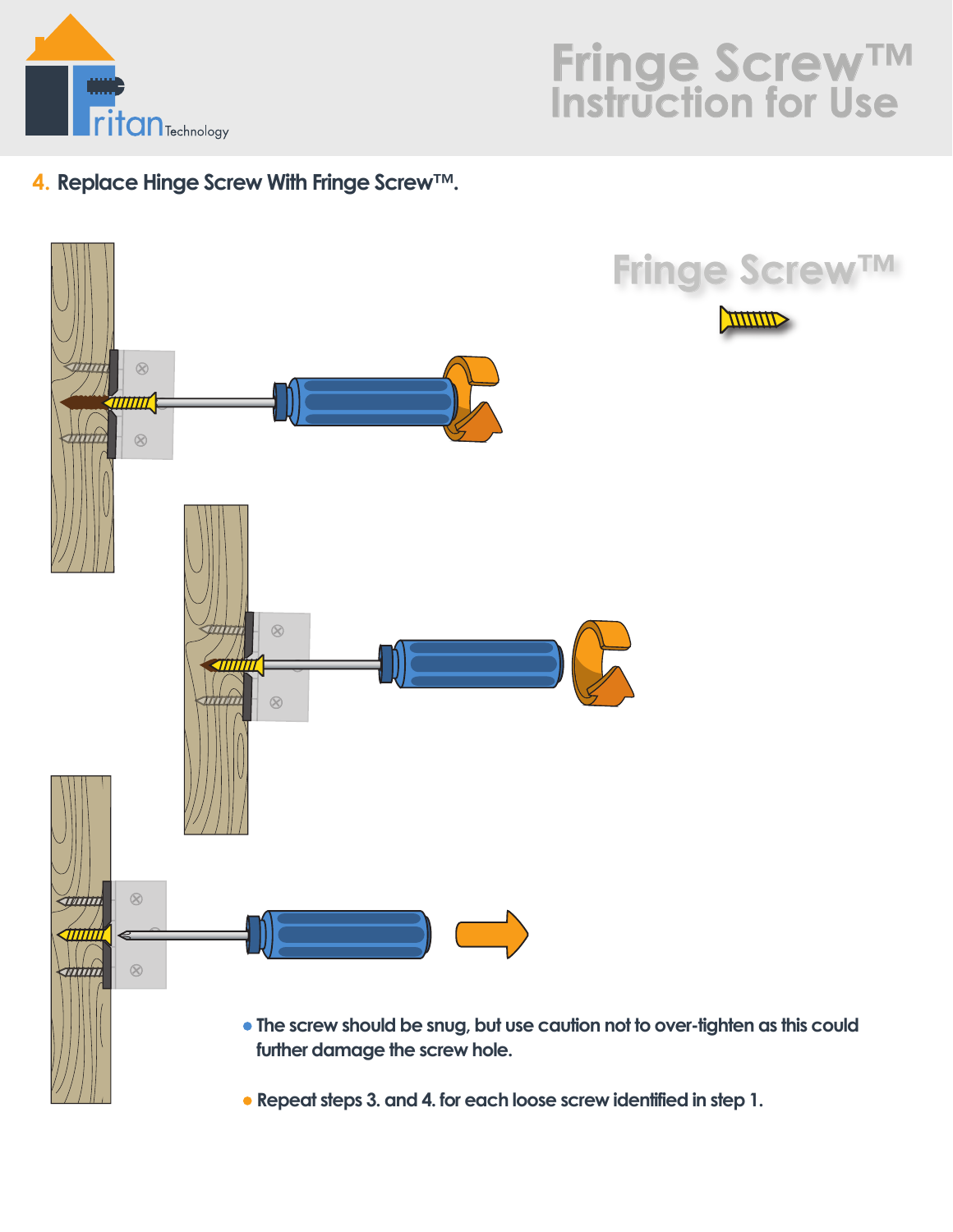## 4. Replace Hinge Screw With Fringe Screw™.

Fringe Screw™

- The screw should be snug, but use caution not to over-tighten as this could further damage the screw hole.
- Repeat steps 3. and 4. for each loose screw identified in step 1.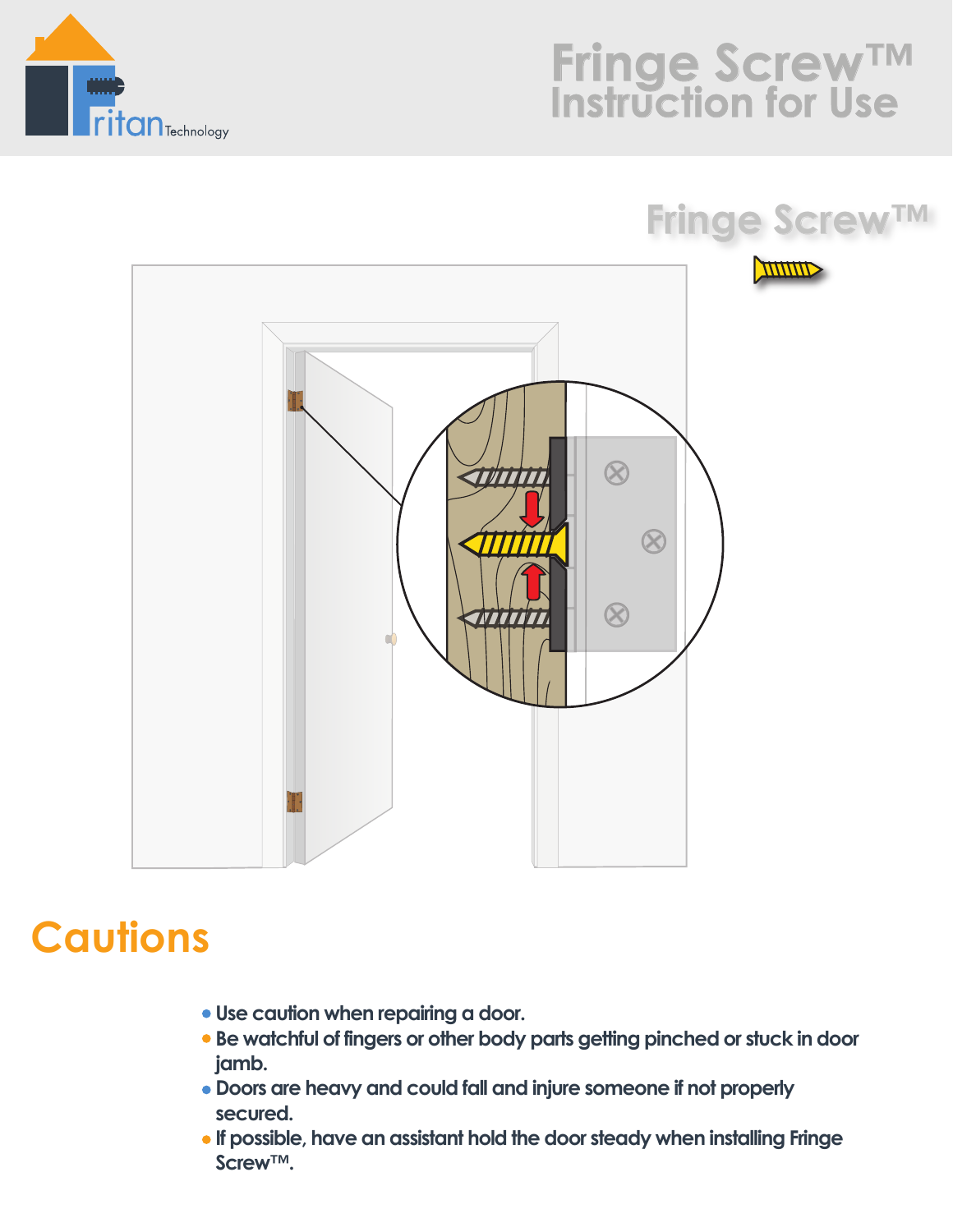# Fringe Screw™ Instruction for Use

Fringe Screw™

## Cautions

- Use caution when repairing a door.
- Be watchful of fingers or other body parts getting pinched or stuck in door jamb.
- Doors are heavy and could fall and injure someone if not properly secured.
- If possible, have an assistant hold the door steady when installing Fringe Screw™.